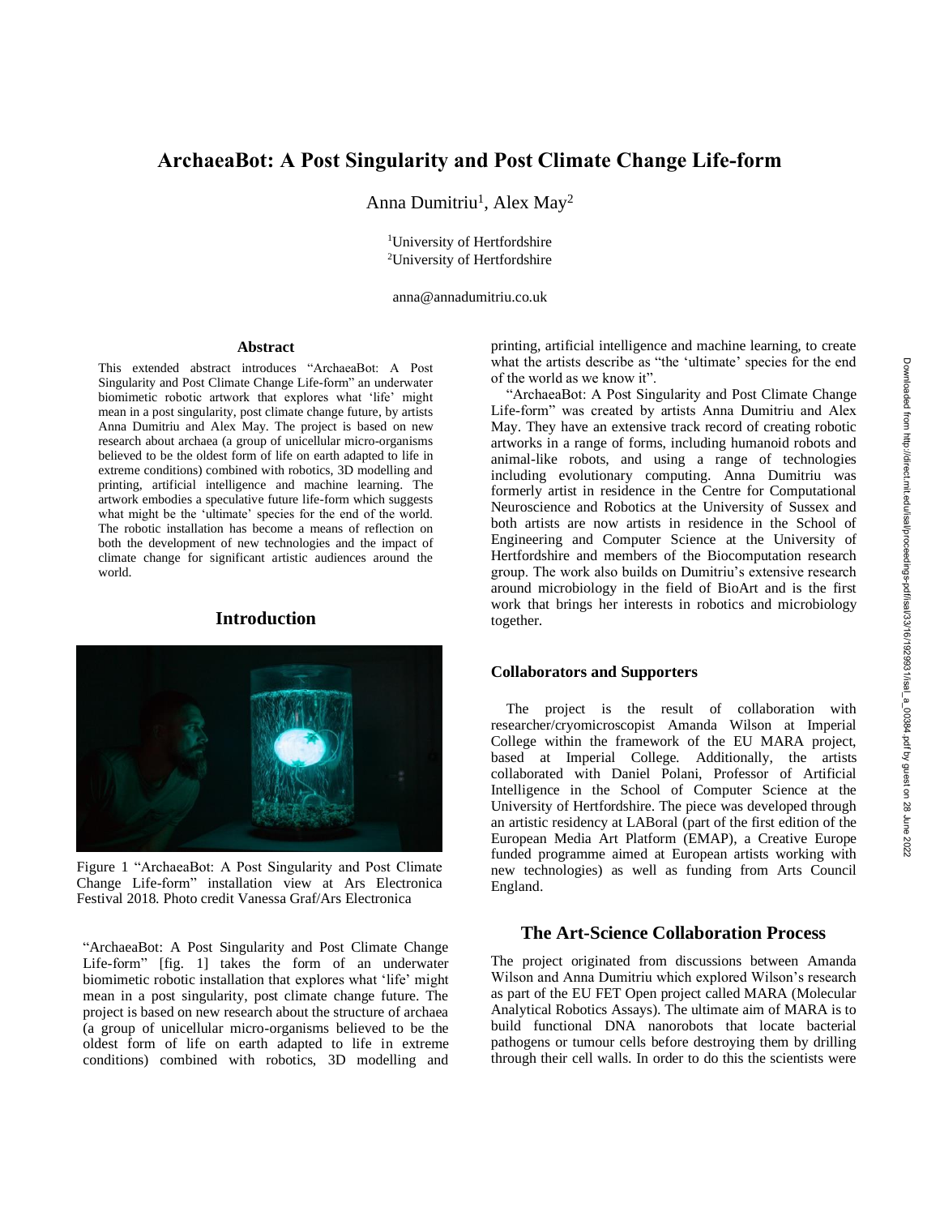# ArchaeaBot: A Post Singularity and Post Climate Change Life-form

Anna Dumitriu[1], Alex May[2]

[1]University of Hertfordshire
[2]University of Hertfordshire

anna@annadumitriu.co.uk

## Abstract

This extended abstract introduces "ArchaeaBot: A Post Singularity and Post Climate Change Life-form" an underwater biomimetic robotic artwork that explores what 'life' might mean in a post singularity, post climate change future, by artists Anna Dumitriu and Alex May. The project is based on new research about archaea (a group of unicellular micro-organisms believed to be the oldest form of life on earth adapted to life in extreme conditions) combined with robotics, 3D modelling and printing, artificial intelligence and machine learning. The artwork embodies a speculative future life-form which suggests what might be the 'ultimate' species for the end of the world. The robotic installation has become a means of reflection on both the development of new technologies and the impact of climate change for significant artistic audiences around the world.

## Introduction

Figure 1 "ArchaeaBot: A Post Singularity and Post Climate Change Life-form" installation view at Ars Electronica Festival 2018. Photo credit Vanessa Graf/Ars Electronica

"ArchaeaBot: A Post Singularity and Post Climate Change Life-form" [fig. 1] takes the form of an underwater biomimetic robotic installation that explores what 'life' might mean in a post singularity, post climate change future. The project is based on new research about the structure of archaea (a group of unicellular micro-organisms believed to be the oldest form of life on earth adapted to life in extreme conditions) combined with robotics, 3D modelling and printing, artificial intelligence and machine learning, to create what the artists describe as "the 'ultimate' species for the end of the world as we know it".

"ArchaeaBot: A Post Singularity and Post Climate Change Life-form" was created by artists Anna Dumitriu and Alex May. They have an extensive track record of creating robotic artworks in a range of forms, including humanoid robots and animal-like robots, and using a range of technologies including evolutionary computing. Anna Dumitriu was formerly artist in residence in the Centre for Computational Neuroscience and Robotics at the University of Sussex and both artists are now artists in residence in the School of Engineering and Computer Science at the University of Hertfordshire and members of the Biocomputation research group. The work also builds on Dumitriu's extensive research around microbiology in the field of BioArt and is the first work that brings her interests in robotics and microbiology together.

### Collaborators and Supporters

The project is the result of collaboration with researcher/cryomicroscopist Amanda Wilson at Imperial College within the framework of the EU MARA project, based at Imperial College. Additionally, the artists collaborated with Daniel Polani, Professor of Artificial Intelligence in the School of Computer Science at the University of Hertfordshire. The piece was developed through an artistic residency at LABoral (part of the first edition of the European Media Art Platform (EMAP), a Creative Europe funded programme aimed at European artists working with new technologies) as well as funding from Arts Council England.

## The Art-Science Collaboration Process

The project originated from discussions between Amanda Wilson and Anna Dumitriu which explored Wilson's research as part of the EU FET Open project called MARA (Molecular Analytical Robotics Assays). The ultimate aim of MARA is to build functional DNA nanorobots that locate bacterial pathogens or tumour cells before destroying them by drilling through their cell walls. In order to do this the scientists were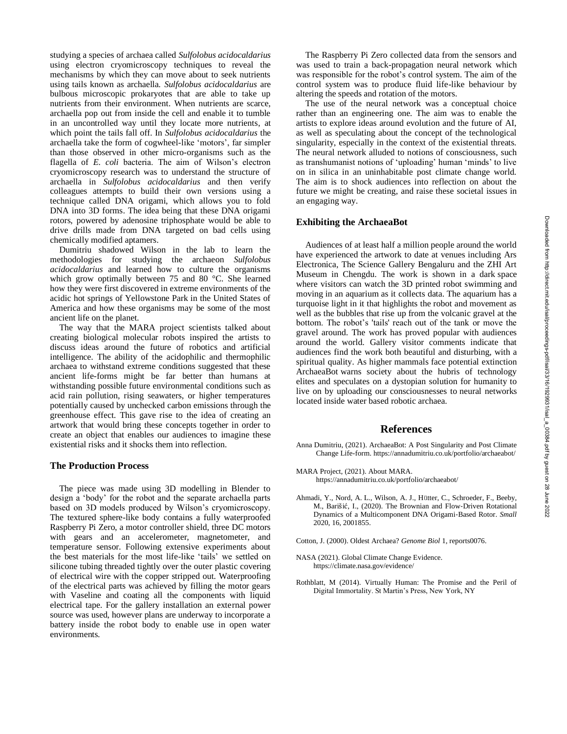studying a species of archaea called *Sulfolobus acidocaldarius* using electron cryomicroscopy techniques to reveal the mechanisms by which they can move about to seek nutrients using tails known as archaella. *Sulfolobus acidocaldarius* are bulbous microscopic prokaryotes that are able to take up nutrients from their environment. When nutrients are scarce, archaella pop out from inside the cell and enable it to tumble in an uncontrolled way until they locate more nutrients, at which point the tails fall off. In *Sulfolobus acidocaldarius* the archaella take the form of cogwheel-like 'motors', far simpler than those observed in other micro-organisms such as the flagella of *E. coli* bacteria. The aim of Wilson's electron cryomicroscopy research was to understand the structure of archaella in *Sulfolobus acidocaldarius* and then verify colleagues attempts to build their own versions using a technique called DNA origami, which allows you to fold DNA into 3D forms. The idea being that these DNA origami rotors, powered by adenosine triphosphate would be able to drive drills made from DNA targeted on bad cells using chemically modified aptamers.

Dumitriu shadowed Wilson in the lab to learn the methodologies for studying the archaeon *Sulfolobus acidocaldarius* and learned how to culture the organisms which grow optimally between 75 and 80 °C. She learned how they were first discovered in extreme environments of the acidic hot springs of Yellowstone Park in the United States of America and how these organisms may be some of the most ancient life on the planet.

The way that the MARA project scientists talked about creating biological molecular robots inspired the artists to discuss ideas around the future of robotics and artificial intelligence. The ability of the acidophilic and thermophilic archaea to withstand extreme conditions suggested that these ancient life-forms might be far better than humans at withstanding possible future environmental conditions such as acid rain pollution, rising seawaters, or higher temperatures potentially caused by unchecked carbon emissions through the greenhouse effect. This gave rise to the idea of creating an artwork that would bring these concepts together in order to create an object that enables our audiences to imagine these existential risks and it shocks them into reflection.

## The Production Process

The piece was made using 3D modelling in Blender to design a 'body' for the robot and the separate archaella parts based on 3D models produced by Wilson's cryomicroscopy. The textured sphere-like body contains a fully waterproofed Raspberry Pi Zero, a motor controller shield, three DC motors with gears and an accelerometer, magnetometer, and temperature sensor. Following extensive experiments about the best materials for the most life-like 'tails' we settled on silicone tubing threaded tightly over the outer plastic covering of electrical wire with the copper stripped out. Waterproofing of the electrical parts was achieved by filling the motor gears with Vaseline and coating all the components with liquid electrical tape. For the gallery installation an external power source was used, however plans are underway to incorporate a battery inside the robot body to enable use in open water environments.

The Raspberry Pi Zero collected data from the sensors and was used to train a back-propagation neural network which was responsible for the robot's control system. The aim of the control system was to produce fluid life-like behaviour by altering the speeds and rotation of the motors.

The use of the neural network was a conceptual choice rather than an engineering one. The aim was to enable the artists to explore ideas around evolution and the future of AI, as well as speculating about the concept of the technological singularity, especially in the context of the existential threats. The neural network alluded to notions of consciousness, such as transhumanist notions of 'uploading' human 'minds' to live on in silica in an uninhabitable post climate change world. The aim is to shock audiences into reflection on about the future we might be creating, and raise these societal issues in an engaging way.

## Exhibiting the ArchaeaBot

Audiences of at least half a million people around the world have experienced the artwork to date at venues including Ars Electronica, The Science Gallery Bengaluru and the ZHI Art Museum in Chengdu. The work is shown in a dark space where visitors can watch the 3D printed robot swimming and moving in an aquarium as it collects data. The aquarium has a turquoise light in it that highlights the robot and movement as well as the bubbles that rise up from the volcanic gravel at the bottom. The robot's 'tails' reach out of the tank or move the gravel around. The work has proved popular with audiences around the world. Gallery visitor comments indicate that audiences find the work both beautiful and disturbing, with a spiritual quality. As higher mammals face potential extinction ArchaeaBot warns society about the hubris of technology elites and speculates on a dystopian solution for humanity to live on by uploading our consciousnesses to neural networks located inside water based robotic archaea.

## References

Anna Dumitriu, (2021). ArchaeaBot: A Post Singularity and Post Climate Change Life-form. https://annadumitriu.co.uk/portfolio/archaeabot/

MARA Project, (2021). About MARA. https://annadumitriu.co.uk/portfolio/archaeabot/

Ahmadi, Y., Nord, A. L., Wilson, A. J., Hütter, C., Schroeder, F., Beeby, M., Barišić, I., (2020). The Brownian and Flow-Driven Rotational Dynamics of a Multicomponent DNA Origami-Based Rotor. *Small* 2020, 16, 2001855.

Cotton, J. (2000). Oldest Archaea? *Genome Biol* 1, reports0076.

NASA (2021). Global Climate Change Evidence. https://climate.nasa.gov/evidence/

Rothblatt, M (2014). Virtually Human: The Promise and the Peril of Digital Immortality. St Martin's Press, New York, NY